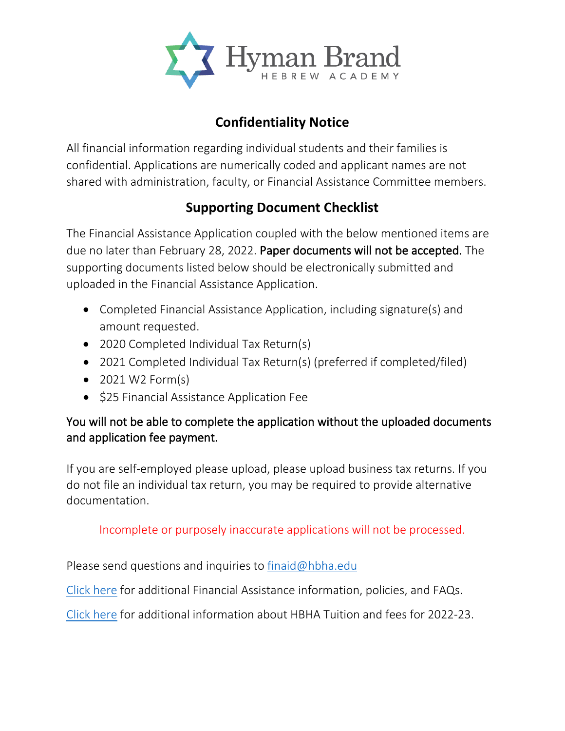Hyman Brand

HEBREW ACADEMY

## Confidentiality Notice

All financial information regarding individual students and their families is confidential. Applications are numerically coded and applicant names are not shared with administration, faculty, or Financial Assistance Committee members.

## Supporting Document Checklist

The Financial Assistance Application coupled with the below mentioned items are due no later than February 28, 2022. **Paper documents will not be accepted.** The supporting documents listed below should be electronically submitted and uploaded in the Financial Assistance Application.

- Completed Financial Assistance Application, including signature(s) and amount requested.
- 2020 Completed Individual Tax Return(s)
- 2021 Completed Individual Tax Return(s) (preferred if completed/filed)
- 2021 W2 Form(s)
- $25 Financial Assistance Application Fee

**You will not be able to complete the application without the uploaded documents and application fee payment.**

If you are self-employed please upload, please upload business tax returns. If you do not file an individual tax return, you may be required to provide alternative documentation.

Incomplete or purposely inaccurate applications will not be processed.

Please send questions and inquiries to finaid@hbha.edu

Click here for additional Financial Assistance information, policies, and FAQs.

Click here for additional information about HBHA Tuition and fees for 2022-23.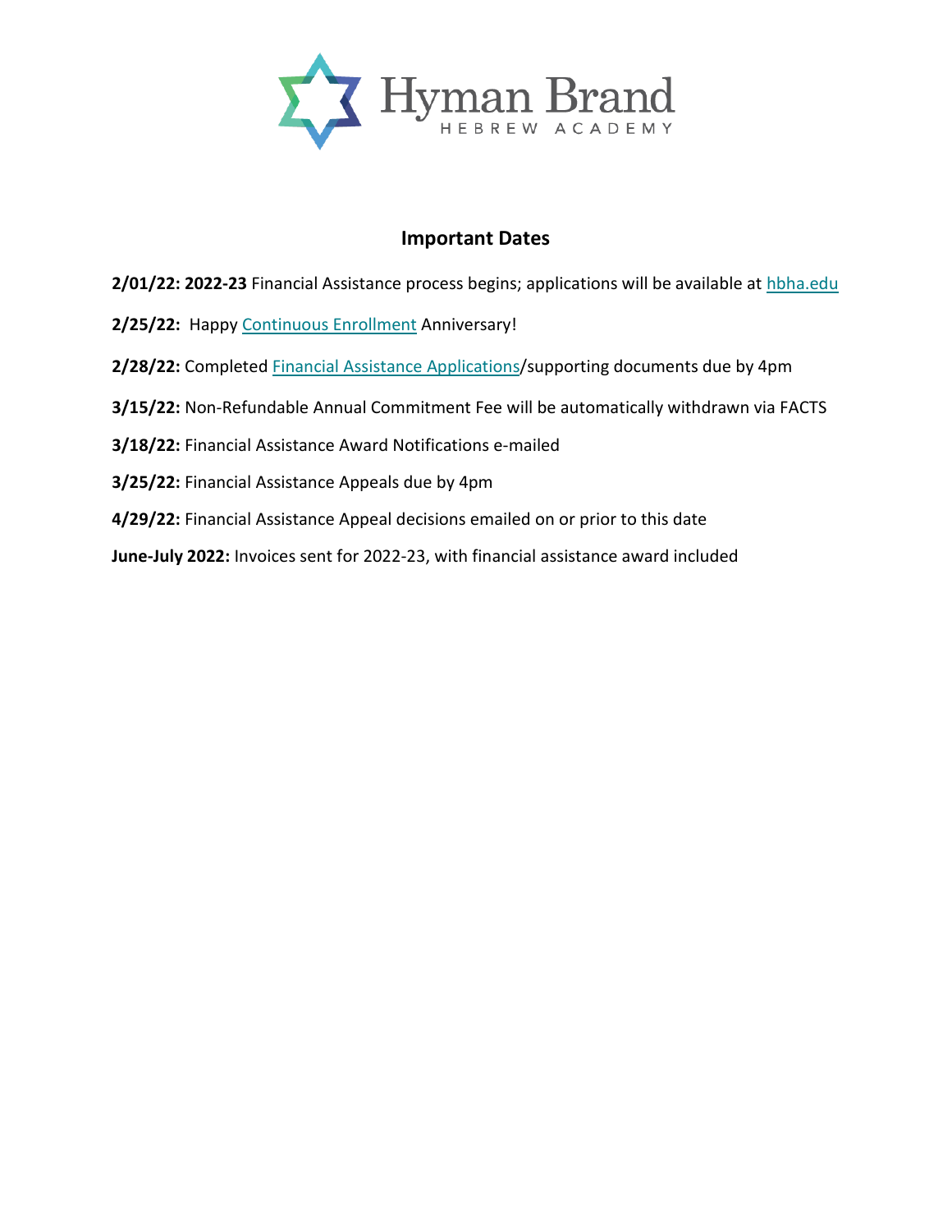Hyman Brand
HEBREW ACADEMY

## Important Dates

**2/01/22: 2022-23** Financial Assistance process begins; applications will be available at hbha.edu

**2/25/22:** Happy Continuous Enrollment Anniversary!

**2/28/22:** Completed Financial Assistance Applications/supporting documents due by 4pm

**3/15/22:** Non-Refundable Annual Commitment Fee will be automatically withdrawn via FACTS

**3/18/22:** Financial Assistance Award Notifications e-mailed

**3/25/22:** Financial Assistance Appeals due by 4pm

**4/29/22:** Financial Assistance Appeal decisions emailed on or prior to this date

**June-July 2022:** Invoices sent for 2022-23, with financial assistance award included